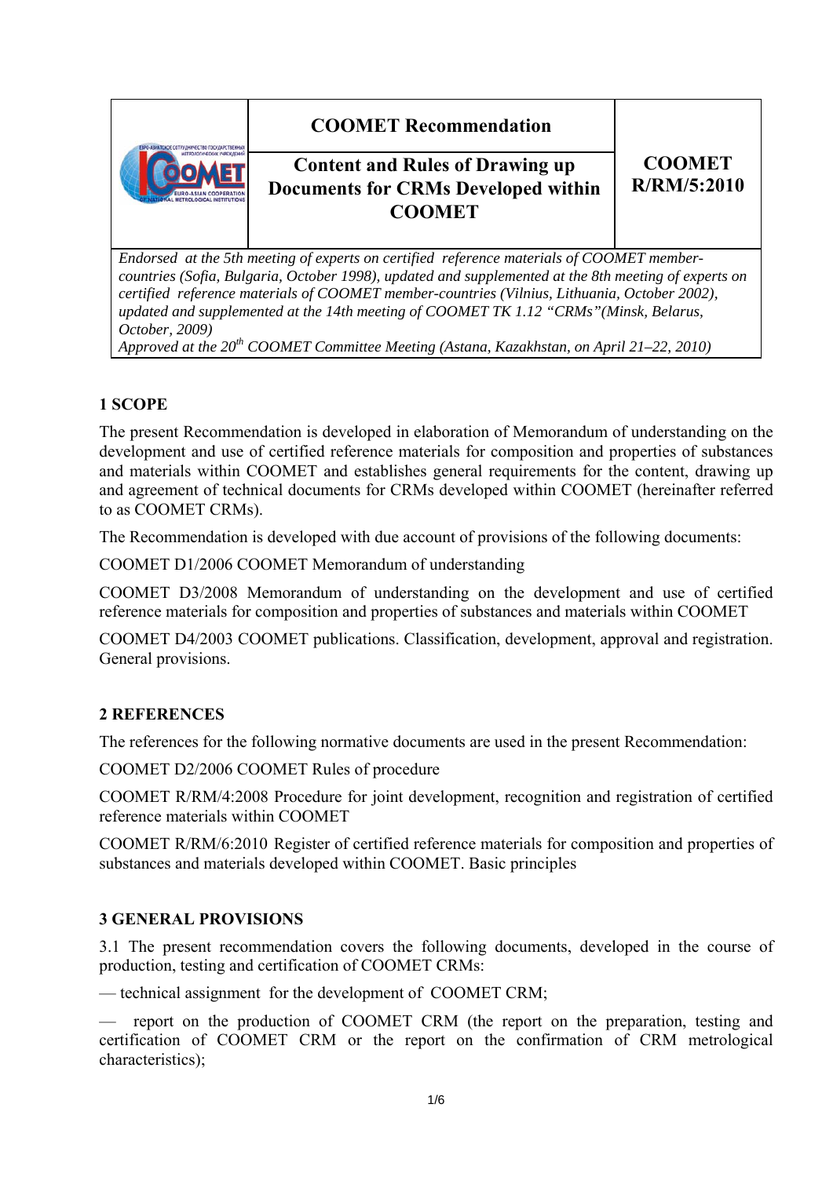| | COOMET Recommendation | COOMET R/RM/5:2010 |
|---|---|---|
| | **Content and Rules of Drawing up Documents for CRMs Developed within COOMET** | |

*Endorsed at the 5th meeting of experts on certified reference materials of COOMET member-countries (Sofia, Bulgaria, October 1998), updated and supplemented at the 8th meeting of experts on certified reference materials of COOMET member-countries (Vilnius, Lithuania, October 2002), updated and supplemented at the 14th meeting of COOMET TK 1.12 "CRMs"(Minsk, Belarus, October, 2009)*

*Approved at the 20th COOMET Committee Meeting (Astana, Kazakhstan, on April 21–22, 2010)*

## 1 SCOPE

The present Recommendation is developed in elaboration of Memorandum of understanding on the development and use of certified reference materials for composition and properties of substances and materials within COOMET and establishes general requirements for the content, drawing up and agreement of technical documents for CRMs developed within COOMET (hereinafter referred to as COOMET CRMs).

The Recommendation is developed with due account of provisions of the following documents:

COOMET D1/2006 COOMET Memorandum of understanding

COOMET D3/2008 Memorandum of understanding on the development and use of certified reference materials for composition and properties of substances and materials within COOMET

COOMET D4/2003 COOMET publications. Classification, development, approval and registration. General provisions.

## 2 REFERENCES

The references for the following normative documents are used in the present Recommendation:

COOMET D2/2006 COOMET Rules of procedure

COOMET R/RM/4:2008 Procedure for joint development, recognition and registration of certified reference materials within COOMET

COOMET R/RM/6:2010 Register of certified reference materials for composition and properties of substances and materials developed within COOMET. Basic principles

## 3 GENERAL PROVISIONS

3.1 The present recommendation covers the following documents, developed in the course of production, testing and certification of COOMET CRMs:

— technical assignment for the development of COOMET CRM;

— report on the production of COOMET CRM (the report on the preparation, testing and certification of COOMET CRM or the report on the confirmation of CRM metrological characteristics);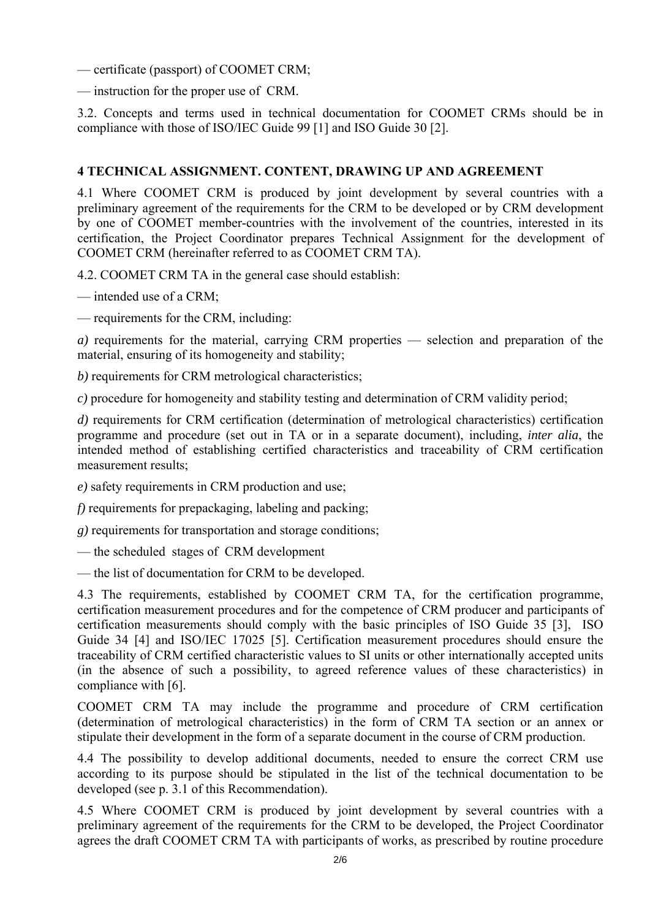— certificate (passport) of COOMET CRM;

— instruction for the proper use of CRM.

3.2. Concepts and terms used in technical documentation for COOMET CRMs should be in compliance with those of ISO/IEC Guide 99 [1] and ISO Guide 30 [2].

## 4 TECHNICAL ASSIGNMENT. CONTENT, DRAWING UP AND AGREEMENT

4.1 Where COOMET CRM is produced by joint development by several countries with a preliminary agreement of the requirements for the CRM to be developed or by CRM development by one of COOMET member-countries with the involvement of the countries, interested in its certification, the Project Coordinator prepares Technical Assignment for the development of COOMET CRM (hereinafter referred to as COOMET CRM TA).

4.2. COOMET CRM TA in the general case should establish:

— intended use of a CRM;

— requirements for the CRM, including:

*a)* requirements for the material, carrying CRM properties — selection and preparation of the material, ensuring of its homogeneity and stability;

*b)* requirements for CRM metrological characteristics;

*c)* procedure for homogeneity and stability testing and determination of CRM validity period;

*d)* requirements for CRM certification (determination of metrological characteristics) certification programme and procedure (set out in TA or in a separate document), including, *inter alia*, the intended method of establishing certified characteristics and traceability of CRM certification measurement results;

*e)* safety requirements in CRM production and use;

*f)* requirements for prepackaging, labeling and packing;

*g)* requirements for transportation and storage conditions;

— the scheduled stages of CRM development

— the list of documentation for CRM to be developed.

4.3 The requirements, established by COOMET CRM TA, for the certification programme, certification measurement procedures and for the competence of CRM producer and participants of certification measurements should comply with the basic principles of ISO Guide 35 [3], ISO Guide 34 [4] and ISO/IEC 17025 [5]. Certification measurement procedures should ensure the traceability of CRM certified characteristic values to SI units or other internationally accepted units (in the absence of such a possibility, to agreed reference values of these characteristics) in compliance with [6].

COOMET CRM TA may include the programme and procedure of CRM certification (determination of metrological characteristics) in the form of CRM TA section or an annex or stipulate their development in the form of a separate document in the course of CRM production.

4.4 The possibility to develop additional documents, needed to ensure the correct CRM use according to its purpose should be stipulated in the list of the technical documentation to be developed (see p. 3.1 of this Recommendation).

4.5 Where COOMET CRM is produced by joint development by several countries with a preliminary agreement of the requirements for the CRM to be developed, the Project Coordinator agrees the draft COOMET CRM TA with participants of works, as prescribed by routine procedure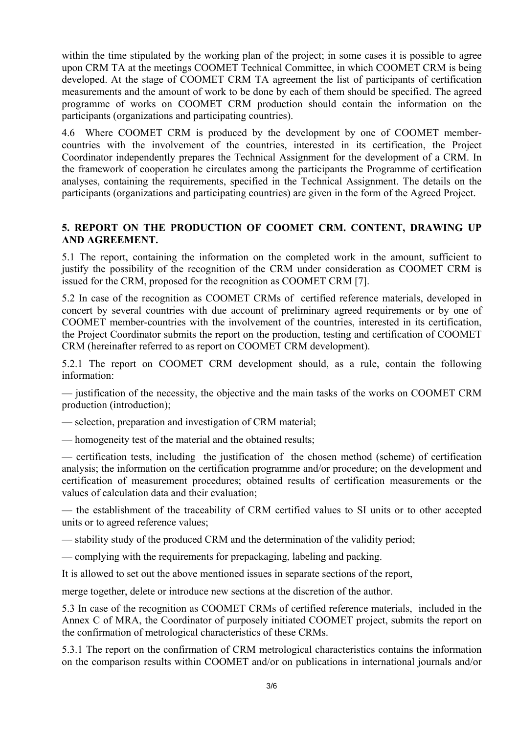within the time stipulated by the working plan of the project; in some cases it is possible to agree upon CRM TA at the meetings COOMET Technical Committee, in which COOMET CRM is being developed. At the stage of COOMET CRM TA agreement the list of participants of certification measurements and the amount of work to be done by each of them should be specified. The agreed programme of works on COOMET CRM production should contain the information on the participants (organizations and participating countries).

4.6 Where COOMET CRM is produced by the development by one of COOMET member-countries with the involvement of the countries, interested in its certification, the Project Coordinator independently prepares the Technical Assignment for the development of a CRM. In the framework of cooperation he circulates among the participants the Programme of certification analyses, containing the requirements, specified in the Technical Assignment. The details on the participants (organizations and participating countries) are given in the form of the Agreed Project.

## 5. REPORT ON THE PRODUCTION OF COOMET CRM. CONTENT, DRAWING UP AND AGREEMENT.

5.1 The report, containing the information on the completed work in the amount, sufficient to justify the possibility of the recognition of the CRM under consideration as COOMET CRM is issued for the CRM, proposed for the recognition as COOMET CRM [7].

5.2 In case of the recognition as COOMET CRMs of certified reference materials, developed in concert by several countries with due account of preliminary agreed requirements or by one of COOMET member-countries with the involvement of the countries, interested in its certification, the Project Coordinator submits the report on the production, testing and certification of COOMET CRM (hereinafter referred to as report on COOMET CRM development).

5.2.1 The report on COOMET CRM development should, as a rule, contain the following information:

— justification of the necessity, the objective and the main tasks of the works on COOMET CRM production (introduction);

— selection, preparation and investigation of CRM material;

— homogeneity test of the material and the obtained results;

— certification tests, including the justification of the chosen method (scheme) of certification analysis; the information on the certification programme and/or procedure; on the development and certification of measurement procedures; obtained results of certification measurements or the values of calculation data and their evaluation;

— the establishment of the traceability of CRM certified values to SI units or to other accepted units or to agreed reference values;

— stability study of the produced CRM and the determination of the validity period;

— complying with the requirements for prepackaging, labeling and packing.

It is allowed to set out the above mentioned issues in separate sections of the report,

merge together, delete or introduce new sections at the discretion of the author.

5.3 In case of the recognition as COOMET CRMs of certified reference materials, included in the Annex C of MRA, the Coordinator of purposely initiated COOMET project, submits the report on the confirmation of metrological characteristics of these CRMs.

5.3.1 The report on the confirmation of CRM metrological characteristics contains the information on the comparison results within COOMET and/or on publications in international journals and/or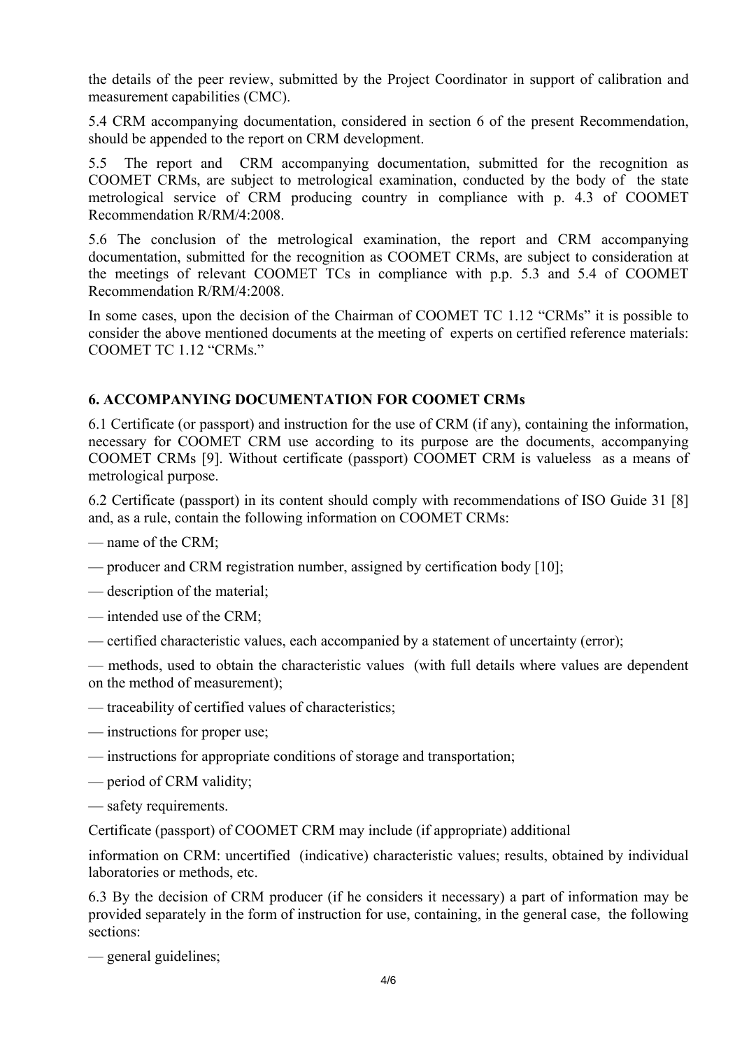the details of the peer review, submitted by the Project Coordinator in support of calibration and measurement capabilities (CMC).

5.4 CRM accompanying documentation, considered in section 6 of the present Recommendation, should be appended to the report on CRM development.

5.5 The report and CRM accompanying documentation, submitted for the recognition as COOMET CRMs, are subject to metrological examination, conducted by the body of the state metrological service of CRM producing country in compliance with p. 4.3 of COOMET Recommendation R/RM/4:2008.

5.6 The conclusion of the metrological examination, the report and CRM accompanying documentation, submitted for the recognition as COOMET CRMs, are subject to consideration at the meetings of relevant COOMET TCs in compliance with p.p. 5.3 and 5.4 of COOMET Recommendation R/RM/4:2008.

In some cases, upon the decision of the Chairman of COOMET TC 1.12 "CRMs" it is possible to consider the above mentioned documents at the meeting of experts on certified reference materials: COOMET TC 1.12 "CRMs."

## 6. ACCOMPANYING DOCUMENTATION FOR COOMET CRMs

6.1 Certificate (or passport) and instruction for the use of CRM (if any), containing the information, necessary for COOMET CRM use according to its purpose are the documents, accompanying COOMET CRMs [9]. Without certificate (passport) COOMET CRM is valueless as a means of metrological purpose.

6.2 Certificate (passport) in its content should comply with recommendations of ISO Guide 31 [8] and, as a rule, contain the following information on COOMET CRMs:

— name of the CRM;

— producer and CRM registration number, assigned by certification body [10];

— description of the material;

— intended use of the CRM;

— certified characteristic values, each accompanied by a statement of uncertainty (error);

— methods, used to obtain the characteristic values (with full details where values are dependent on the method of measurement);

— traceability of certified values of characteristics;

— instructions for proper use;

— instructions for appropriate conditions of storage and transportation;

— period of CRM validity;

— safety requirements.

Certificate (passport) of COOMET CRM may include (if appropriate) additional information on CRM: uncertified (indicative) characteristic values; results, obtained by individual laboratories or methods, etc.

6.3 By the decision of CRM producer (if he considers it necessary) a part of information may be provided separately in the form of instruction for use, containing, in the general case, the following sections:

— general guidelines;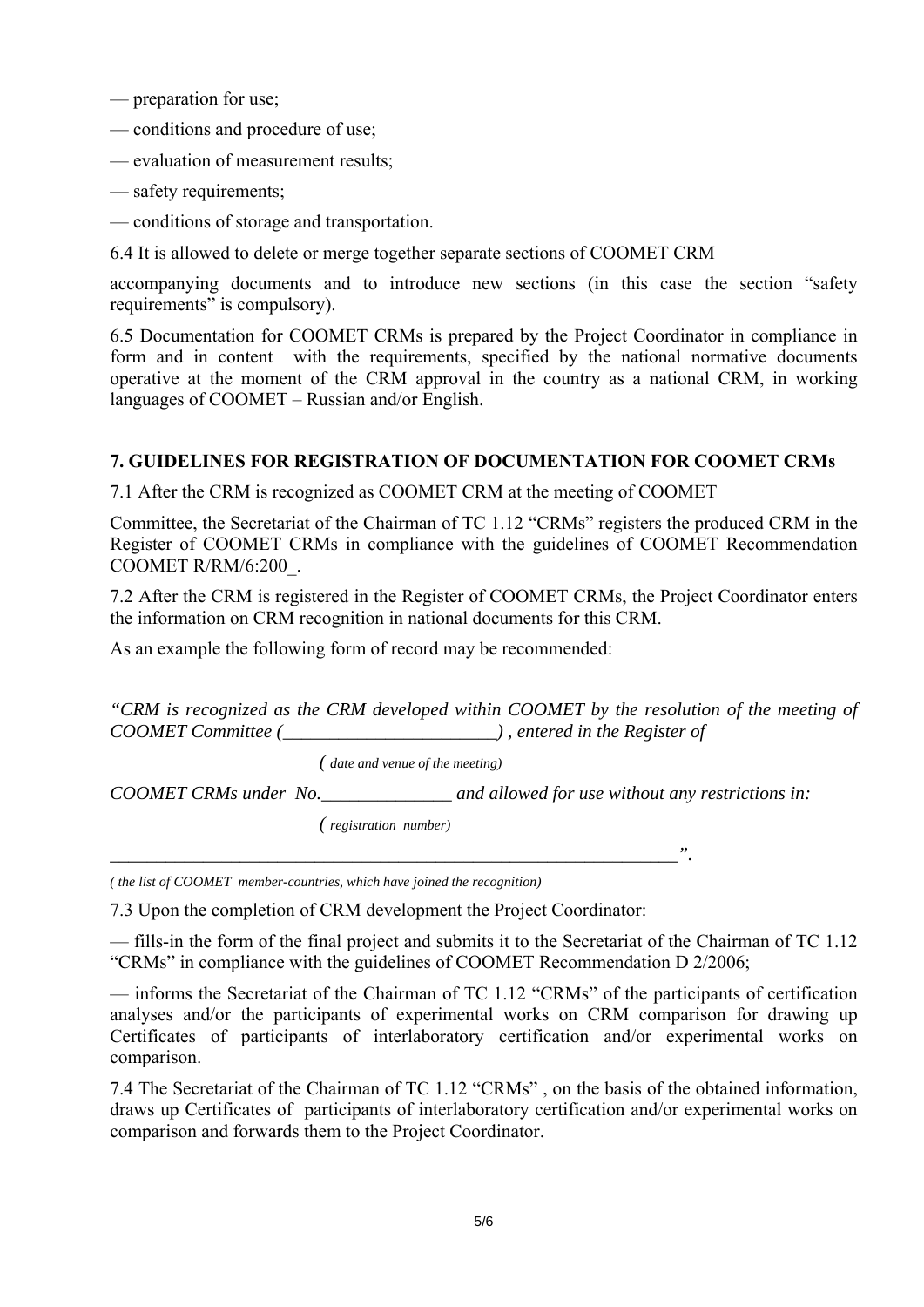— preparation for use;

— conditions and procedure of use;

— evaluation of measurement results;

— safety requirements;

— conditions of storage and transportation.

6.4 It is allowed to delete or merge together separate sections of COOMET CRM accompanying documents and to introduce new sections (in this case the section "safety requirements" is compulsory).

6.5 Documentation for COOMET CRMs is prepared by the Project Coordinator in compliance in form and in content with the requirements, specified by the national normative documents operative at the moment of the CRM approval in the country as a national CRM, in working languages of COOMET – Russian and/or English.

## 7. GUIDELINES FOR REGISTRATION OF DOCUMENTATION FOR COOMET CRMs

7.1 After the CRM is recognized as COOMET CRM at the meeting of COOMET Committee, the Secretariat of the Chairman of TC 1.12 "CRMs" registers the produced CRM in the Register of COOMET CRMs in compliance with the guidelines of COOMET Recommendation COOMET R/RM/6:200_.

7.2 After the CRM is registered in the Register of COOMET CRMs, the Project Coordinator enters the information on CRM recognition in national documents for this CRM.

As an example the following form of record may be recommended:

*"CRM is recognized as the CRM developed within COOMET by the resolution of the meeting of COOMET Committee (_______________________) , entered in the Register of*

*( date and venue of the meeting)*

*COOMET CRMs under No.______________ and allowed for use without any restrictions in:*

*( registration number)*

_______________________________________________________________".

*( the list of COOMET member-countries, which have joined the recognition)*

7.3 Upon the completion of CRM development the Project Coordinator:

— fills-in the form of the final project and submits it to the Secretariat of the Chairman of TC 1.12 "CRMs" in compliance with the guidelines of COOMET Recommendation D 2/2006;

— informs the Secretariat of the Chairman of TC 1.12 "CRMs" of the participants of certification analyses and/or the participants of experimental works on CRM comparison for drawing up Certificates of participants of interlaboratory certification and/or experimental works on comparison.

7.4 The Secretariat of the Chairman of TC 1.12 "CRMs" , on the basis of the obtained information, draws up Certificates of participants of interlaboratory certification and/or experimental works on comparison and forwards them to the Project Coordinator.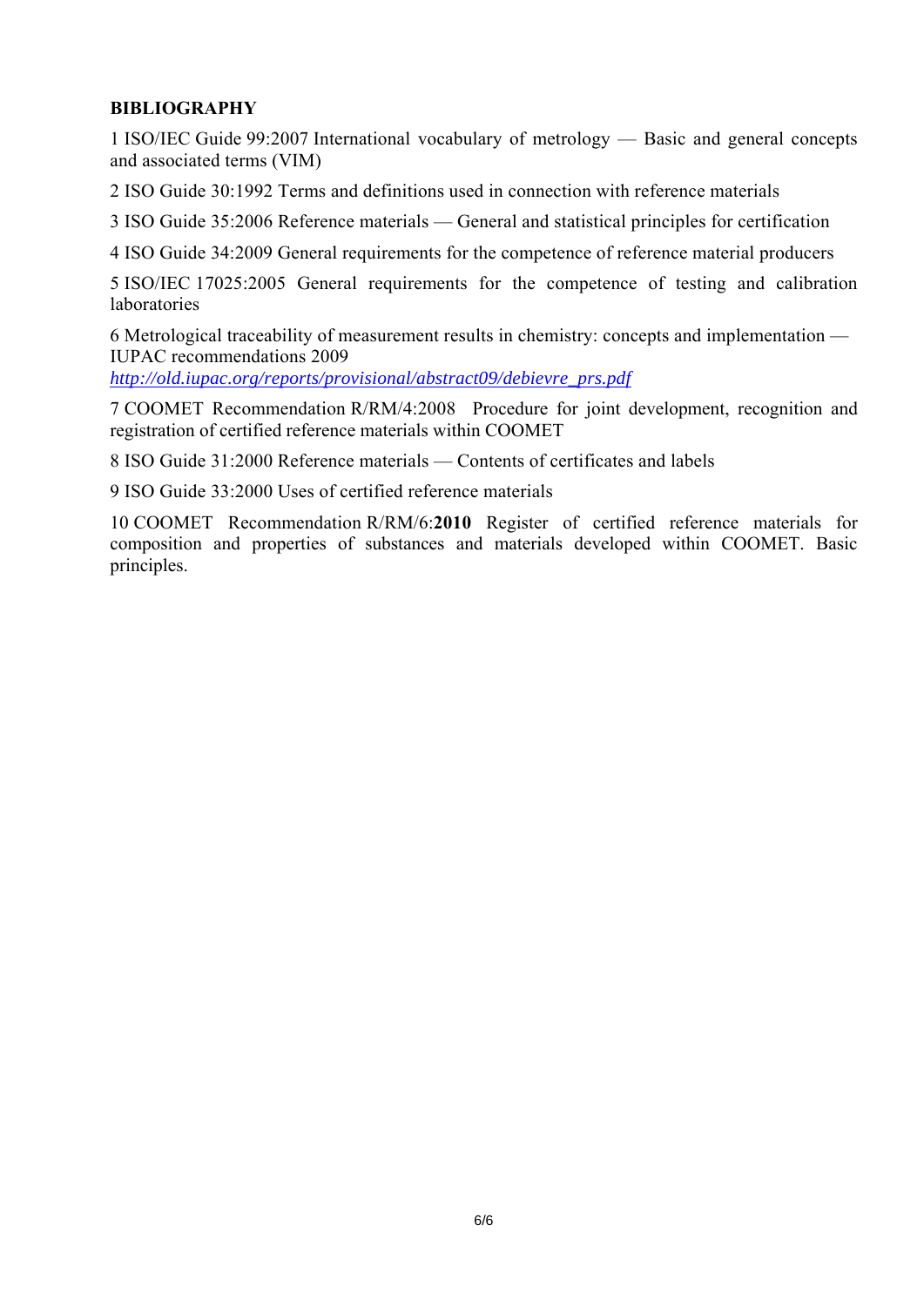**BIBLIOGRAPHY**

1 ISO/IEC Guide 99:2007 International vocabulary of metrology — Basic and general concepts and associated terms (VIM)

2 ISO Guide 30:1992 Terms and definitions used in connection with reference materials

3 ISO Guide 35:2006 Reference materials — General and statistical principles for certification

4 ISO Guide 34:2009 General requirements for the competence of reference material producers

5 ISO/IEC 17025:2005 General requirements for the competence of testing and calibration laboratories

6 Metrological traceability of measurement results in chemistry: concepts and implementation — IUPAC recommendations 2009
*http://old.iupac.org/reports/provisional/abstract09/debievre_prs.pdf*

7 COOMET Recommendation R/RM/4:2008 Procedure for joint development, recognition and registration of certified reference materials within COOMET

8 ISO Guide 31:2000 Reference materials — Contents of certificates and labels

9 ISO Guide 33:2000 Uses of certified reference materials

10 COOMET Recommendation R/RM/6:**2010** Register of certified reference materials for composition and properties of substances and materials developed within COOMET. Basic principles.